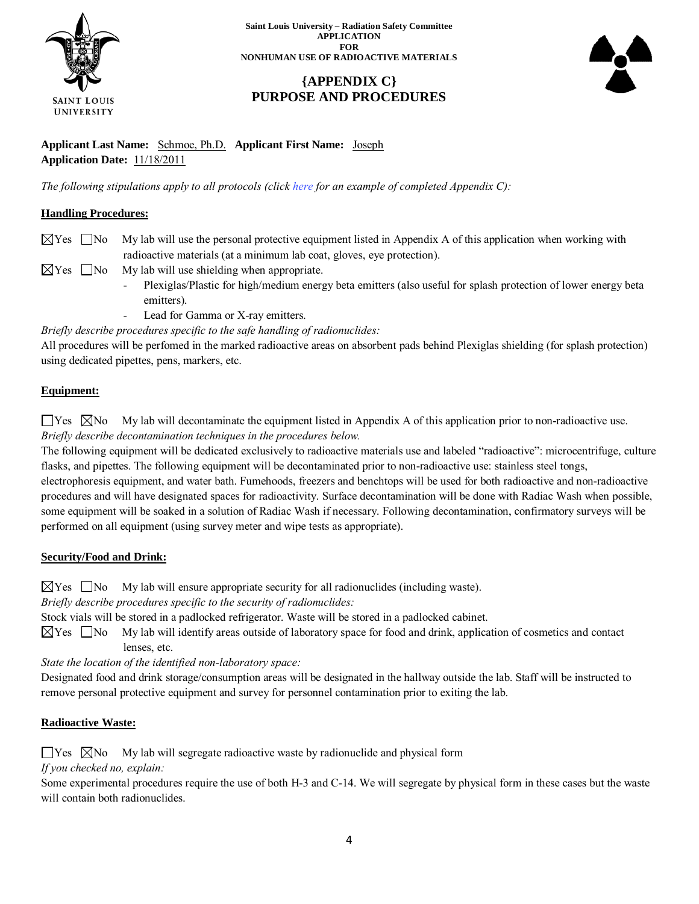Saint Louis University – Radiation Safety Committee
APPLICATION
FOR
NONHUMAN USE OF RADIOACTIVE MATERIALS

# {APPENDIX C}
# PURPOSE AND PROCEDURES

**Applicant Last Name:** Schmoe, Ph.D. **Applicant First Name:** Joseph
**Application Date:** 11/18/2011

*The following stipulations apply to all protocols (click here for an example of completed Appendix C):*

## Handling Procedures:

☒Yes ☐No My lab will use the personal protective equipment listed in Appendix A of this application when working with radioactive materials (at a minimum lab coat, gloves, eye protection).

☒Yes ☐No My lab will use shielding when appropriate.

- Plexiglas/Plastic for high/medium energy beta emitters (also useful for splash protection of lower energy beta emitters).
- Lead for Gamma or X-ray emitters.

*Briefly describe procedures specific to the safe handling of radionuclides:*

All procedures will be perfomed in the marked radioactive areas on absorbent pads behind Plexiglas shielding (for splash protection) using dedicated pipettes, pens, markers, etc.

## Equipment:

☐Yes ☒No My lab will decontaminate the equipment listed in Appendix A of this application prior to non-radioactive use.

*Briefly describe decontamination techniques in the procedures below.*

The following equipment will be dedicated exclusively to radioactive materials use and labeled "radioactive": microcentrifuge, culture flasks, and pipettes. The following equipment will be decontaminated prior to non-radioactive use: stainless steel tongs, electrophoresis equipment, and water bath. Fumehoods, freezers and benchtops will be used for both radioactive and non-radioactive procedures and will have designated spaces for radioactivity. Surface decontamination will be done with Radiac Wash when possible, some equipment will be soaked in a solution of Radiac Wash if necessary. Following decontamination, confirmatory surveys will be performed on all equipment (using survey meter and wipe tests as appropriate).

## Security/Food and Drink:

☒Yes ☐No My lab will ensure appropriate security for all radionuclides (including waste).

*Briefly describe procedures specific to the security of radionuclides:*

Stock vials will be stored in a padlocked refrigerator. Waste will be stored in a padlocked cabinet.

☒Yes ☐No My lab will identify areas outside of laboratory space for food and drink, application of cosmetics and contact lenses, etc.

*State the location of the identified non-laboratory space:*

Designated food and drink storage/consumption areas will be designated in the hallway outside the lab. Staff will be instructed to remove personal protective equipment and survey for personnel contamination prior to exiting the lab.

## Radioactive Waste:

☐Yes ☒No My lab will segregate radioactive waste by radionuclide and physical form

*If you checked no, explain:*

Some experimental procedures require the use of both H-3 and C-14. We will segregate by physical form in these cases but the waste will contain both radionuclides.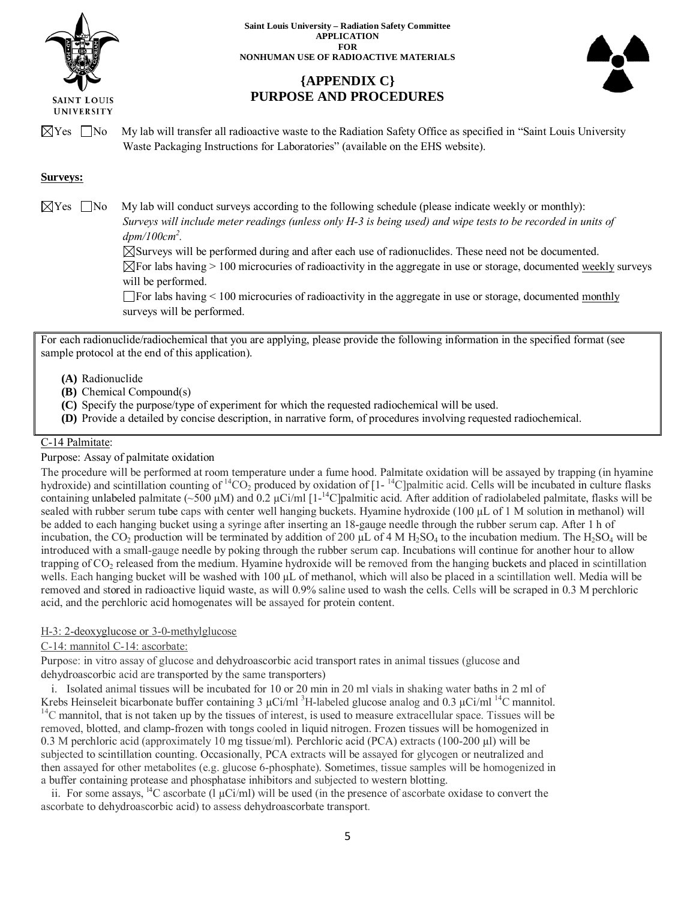Saint Louis University – Radiation Safety Committee
**APPLICATION**
**FOR**
**NONHUMAN USE OF RADIOACTIVE MATERIALS**

# {APPENDIX C}
# PURPOSE AND PROCEDURES

☒Yes ☐No My lab will transfer all radioactive waste to the Radiation Safety Office as specified in "Saint Louis University Waste Packaging Instructions for Laboratories" (available on the EHS website).

**Surveys:**

☒Yes ☐No My lab will conduct surveys according to the following schedule (please indicate weekly or monthly):
*Surveys will include meter readings (unless only H-3 is being used) and wipe tests to be recorded in units of dpm/100cm$^2$.*

☒Surveys will be performed during and after each use of radionuclides. These need not be documented.

☒For labs having > 100 microcuries of radioactivity in the aggregate in use or storage, documented weekly surveys will be performed.

☐For labs having < 100 microcuries of radioactivity in the aggregate in use or storage, documented monthly surveys will be performed.

For each radionuclide/radiochemical that you are applying, please provide the following information in the specified format (see sample protocol at the end of this application).

- **(A)** Radionuclide
- **(B)** Chemical Compound(s)
- **(C)** Specify the purpose/type of experiment for which the requested radiochemical will be used.
- **(D)** Provide a detailed by concise description, in narrative form, of procedures involving requested radiochemical.

C-14 Palmitate:

Purpose: Assay of palmitate oxidation

The procedure will be performed at room temperature under a fume hood. Palmitate oxidation will be assayed by trapping (in hyamine hydroxide) and scintillation counting of $^{14}CO_2$ produced by oxidation of [1- $^{14}$C]palmitic acid. Cells will be incubated in culture flasks containing unlabeled palmitate (~500 µM) and 0.2 µCi/ml [1-$^{14}$C]palmitic acid. After addition of radiolabeled palmitate, flasks will be sealed with rubber serum tube caps with center well hanging buckets. Hyamine hydroxide (100 µL of 1 M solution in methanol) will be added to each hanging bucket using a syringe after inserting an 18-gauge needle through the rubber serum cap. After 1 h of incubation, the $CO_2$ production will be terminated by addition of 200 µL of 4 M $H_2SO_4$ to the incubation medium. The $H_2SO_4$ will be introduced with a small-gauge needle by poking through the rubber serum cap. Incubations will continue for another hour to allow trapping of $CO_2$ released from the medium. Hyamine hydroxide will be removed from the hanging buckets and placed in scintillation wells. Each hanging bucket will be washed with 100 µL of methanol, which will also be placed in a scintillation well. Media will be removed and stored in radioactive liquid waste, as will 0.9% saline used to wash the cells. Cells will be scraped in 0.3 M perchloric acid, and the perchloric acid homogenates will be assayed for protein content.

H-3: 2-deoxyglucose or 3-0-methylglucose

C-14: mannitol C-14: ascorbate:

Purpose: in vitro assay of glucose and dehydroascorbic acid transport rates in animal tissues (glucose and dehydroascorbic acid are transported by the same transporters)

i. Isolated animal tissues will be incubated for 10 or 20 min in 20 ml vials in shaking water baths in 2 ml of Krebs Heinseleit bicarbonate buffer containing 3 µCi/ml $^3$H-labeled glucose analog and 0.3 µCi/ml $^{14}$C mannitol. $^{14}$C mannitol, that is not taken up by the tissues of interest, is used to measure extracellular space. Tissues will be removed, blotted, and clamp-frozen with tongs cooled in liquid nitrogen. Frozen tissues will be homogenized in 0.3 M perchloric acid (approximately 10 mg tissue/ml). Perchloric acid (PCA) extracts (100-200 µl) will be subjected to scintillation counting. Occasionally, PCA extracts will be assayed for glycogen or neutralized and then assayed for other metabolites (e.g. glucose 6-phosphate). Sometimes, tissue samples will be homogenized in a buffer containing protease and phosphatase inhibitors and subjected to western blotting.

ii. For some assays, $^{14}$C ascorbate (l µCi/ml) will be used (in the presence of ascorbate oxidase to convert the ascorbate to dehydroascorbic acid) to assess dehydroascorbate transport.